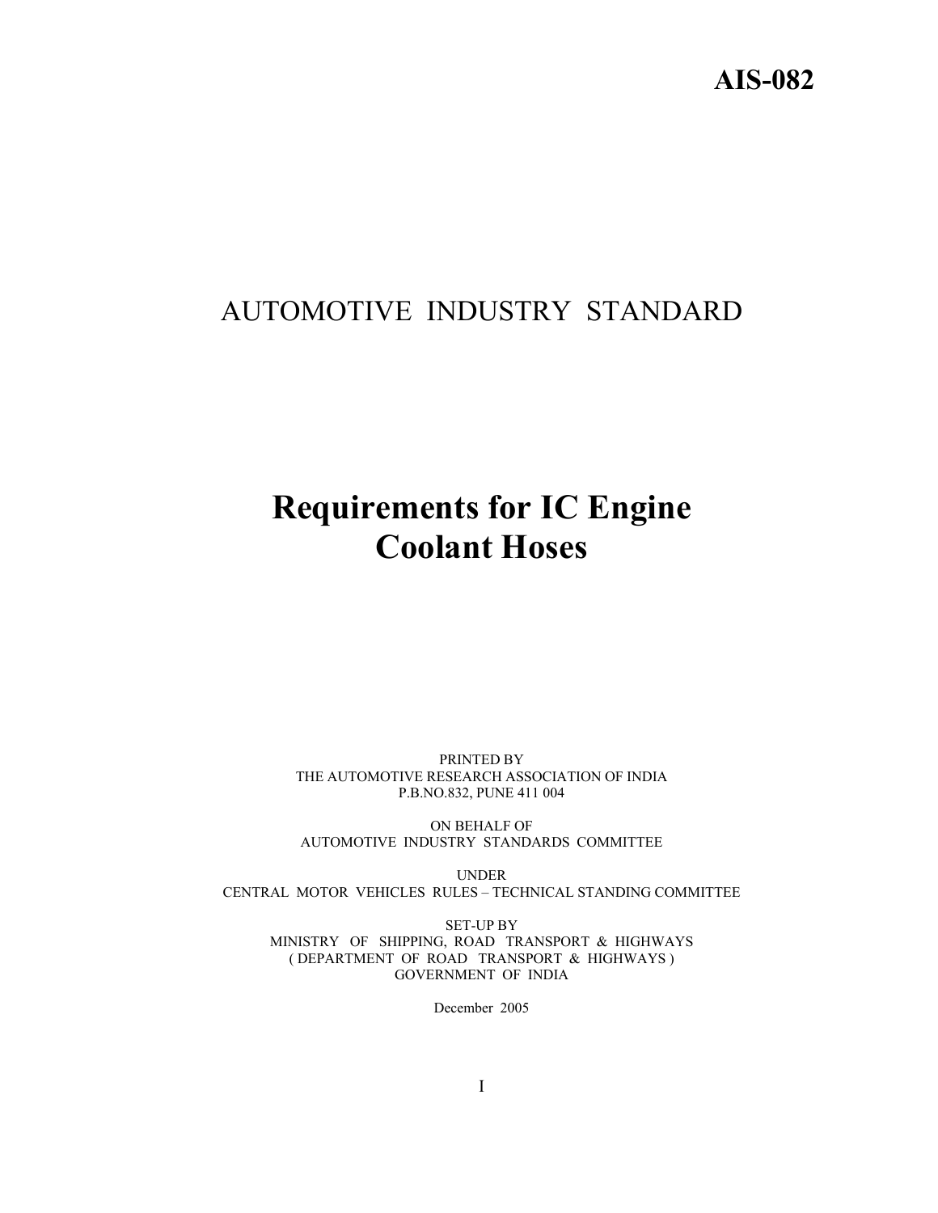**AIS-082**

# AUTOMOTIVE INDUSTRY STANDARD

# Requirements for IC Engine Coolant Hoses

PRINTED BY
THE AUTOMOTIVE RESEARCH ASSOCIATION OF INDIA
P.B.NO.832, PUNE 411 004

ON BEHALF OF
AUTOMOTIVE INDUSTRY STANDARDS COMMITTEE

UNDER
CENTRAL MOTOR VEHICLES RULES – TECHNICAL STANDING COMMITTEE

SET-UP BY
MINISTRY OF SHIPPING, ROAD TRANSPORT & HIGHWAYS
( DEPARTMENT OF ROAD TRANSPORT & HIGHWAYS )
GOVERNMENT OF INDIA

December 2005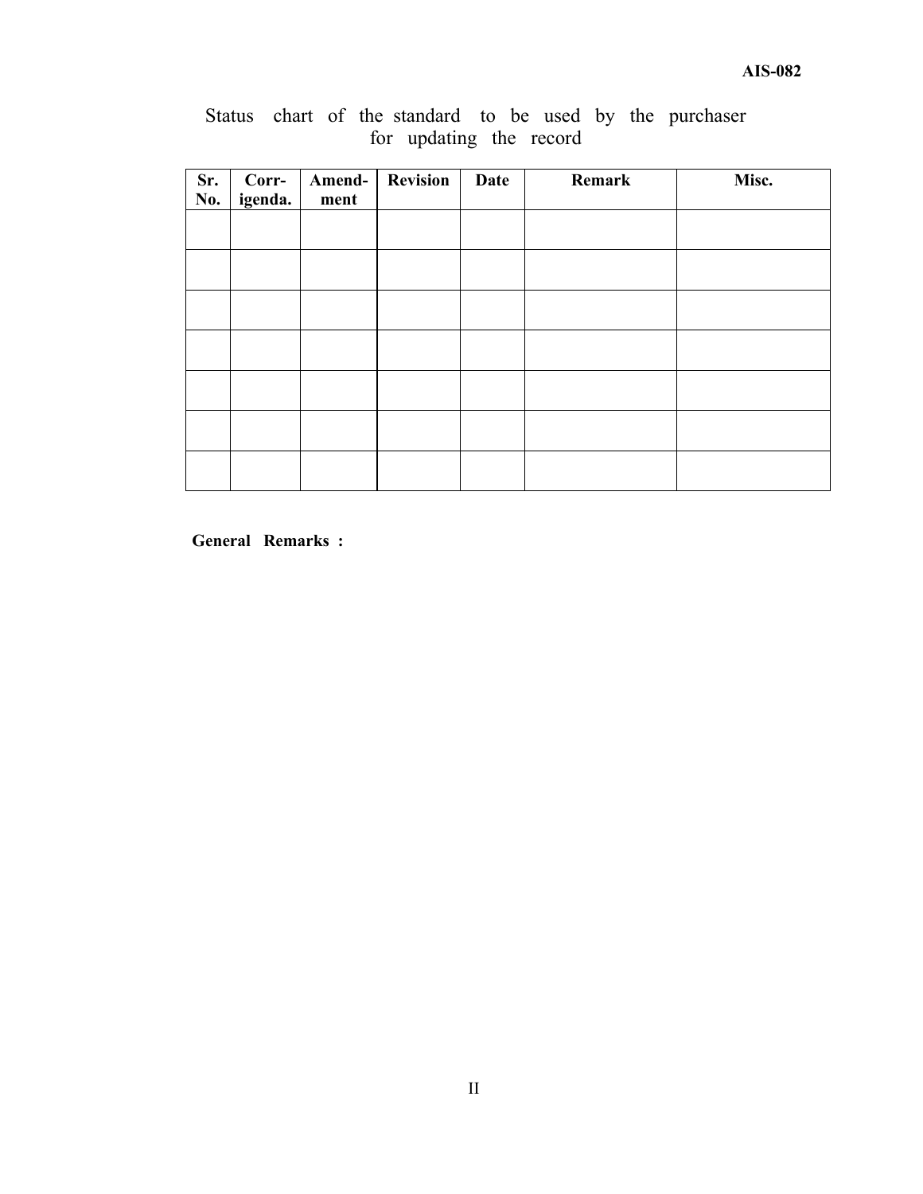Status chart of the standard to be used by the purchaser for updating the record

| Sr. No. | Corr-igenda. | Amend-ment | Revision | Date | Remark | Misc. |
|---|---|---|---|---|---|---|
| | | | | | | |
| | | | | | | |
| | | | | | | |
| | | | | | | |
| | | | | | | |
| | | | | | | |
| | | | | | | |

**General Remarks :**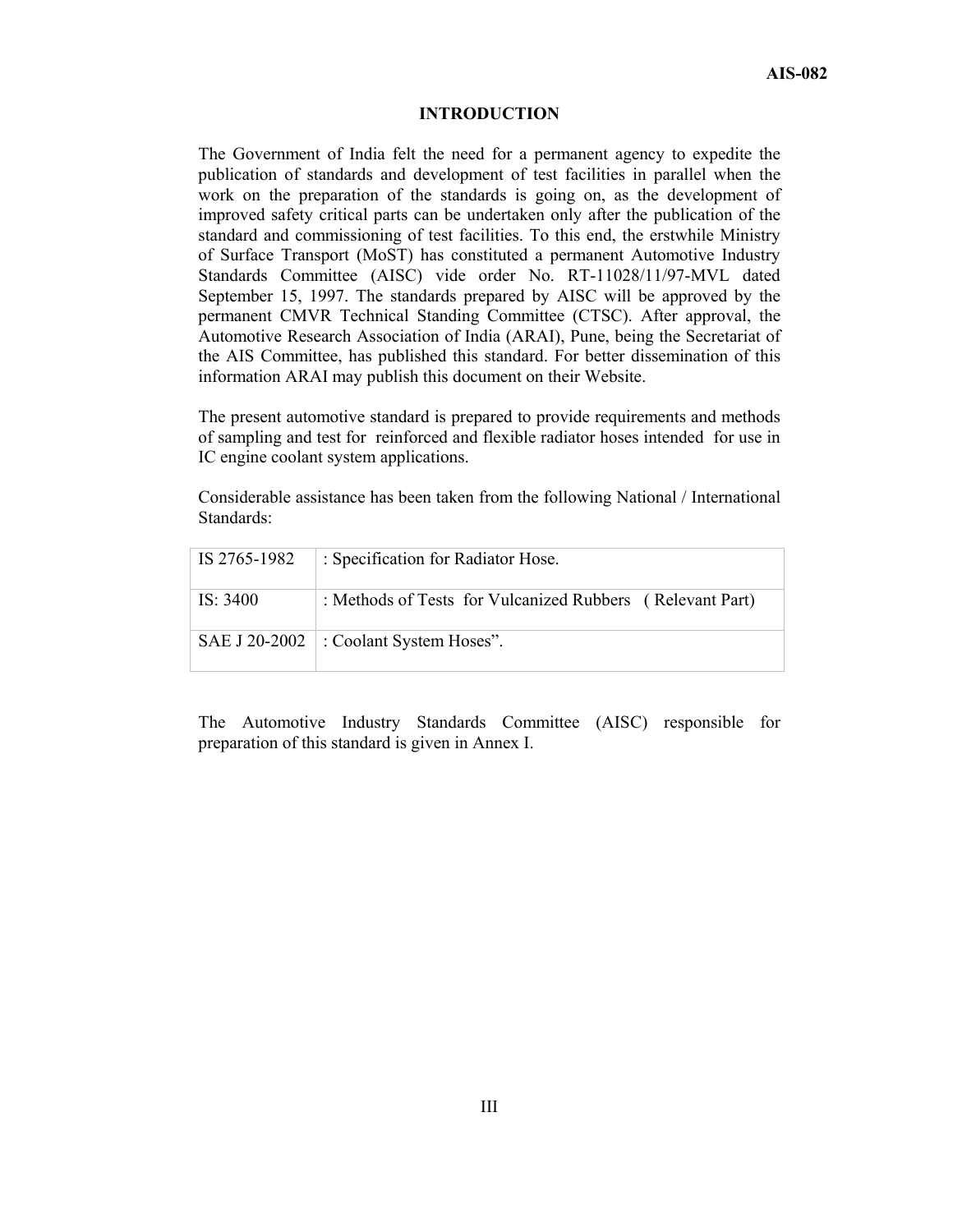# INTRODUCTION

The Government of India felt the need for a permanent agency to expedite the publication of standards and development of test facilities in parallel when the work on the preparation of the standards is going on, as the development of improved safety critical parts can be undertaken only after the publication of the standard and commissioning of test facilities. To this end, the erstwhile Ministry of Surface Transport (MoST) has constituted a permanent Automotive Industry Standards Committee (AISC) vide order No. RT-11028/11/97-MVL dated September 15, 1997. The standards prepared by AISC will be approved by the permanent CMVR Technical Standing Committee (CTSC). After approval, the Automotive Research Association of India (ARAI), Pune, being the Secretariat of the AIS Committee, has published this standard. For better dissemination of this information ARAI may publish this document on their Website.

The present automotive standard is prepared to provide requirements and methods of sampling and test for reinforced and flexible radiator hoses intended for use in IC engine coolant system applications.

Considerable assistance has been taken from the following National / International Standards:

| | |
|---|---|
| IS 2765-1982 | : Specification for Radiator Hose. |
| IS: 3400 | : Methods of Tests for Vulcanized Rubbers ( Relevant Part) |
| SAE J 20-2002 | : Coolant System Hoses". |

The Automotive Industry Standards Committee (AISC) responsible for preparation of this standard is given in Annex I.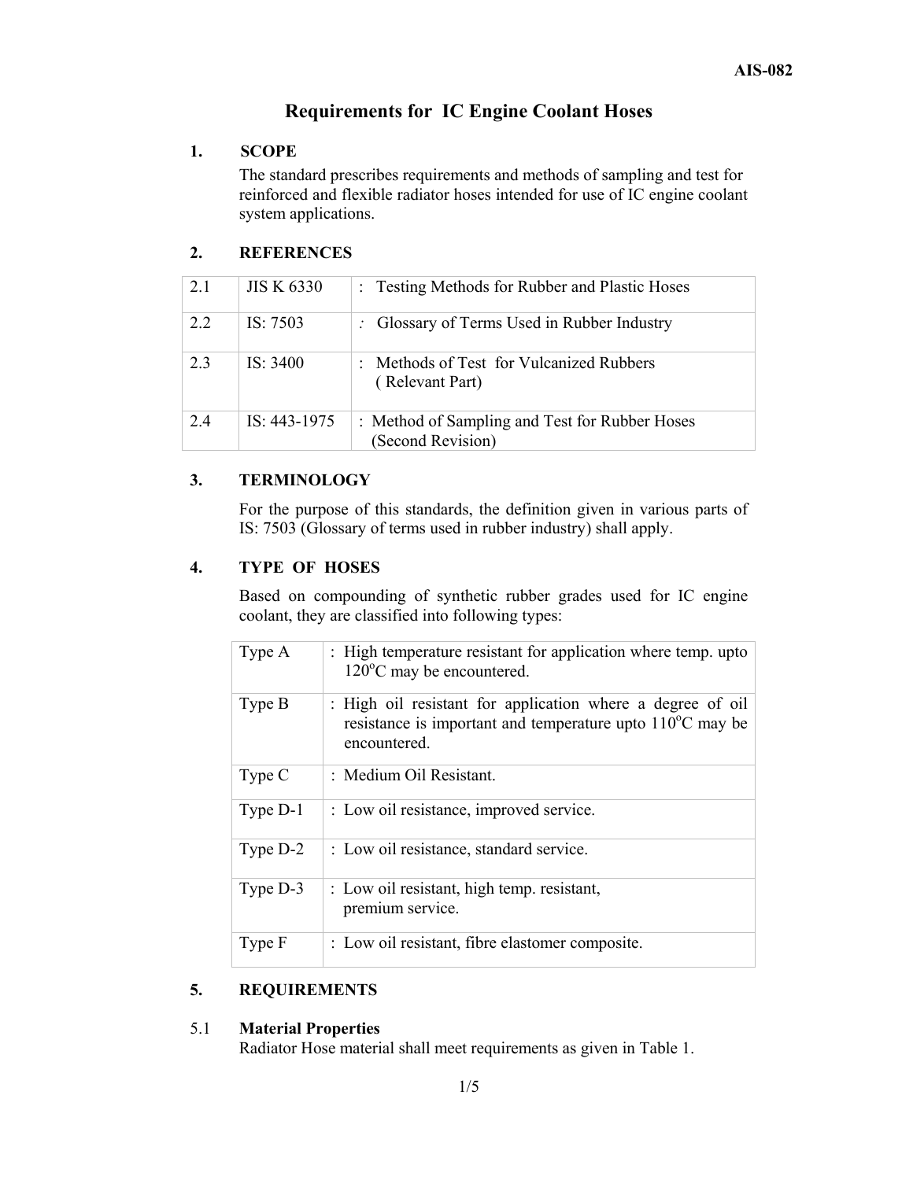# Requirements for IC Engine Coolant Hoses

## 1. SCOPE

The standard prescribes requirements and methods of sampling and test for reinforced and flexible radiator hoses intended for use of IC engine coolant system applications.

## 2. REFERENCES

| | | |
|---|---|---|
| 2.1 | JIS K 6330 | : Testing Methods for Rubber and Plastic Hoses |
| 2.2 | IS: 7503 | : Glossary of Terms Used in Rubber Industry |
| 2.3 | IS: 3400 | : Methods of Test for Vulcanized Rubbers ( Relevant Part) |
| 2.4 | IS: 443-1975 | : Method of Sampling and Test for Rubber Hoses (Second Revision) |

## 3. TERMINOLOGY

For the purpose of this standards, the definition given in various parts of IS: 7503 (Glossary of terms used in rubber industry) shall apply.

## 4. TYPE OF HOSES

Based on compounding of synthetic rubber grades used for IC engine coolant, they are classified into following types:

| | |
|---|---|
| Type A | : High temperature resistant for application where temp. upto 120°C may be encountered. |
| Type B | : High oil resistant for application where a degree of oil resistance is important and temperature upto 110°C may be encountered. |
| Type C | : Medium Oil Resistant. |
| Type D-1 | : Low oil resistance, improved service. |
| Type D-2 | : Low oil resistance, standard service. |
| Type D-3 | : Low oil resistant, high temp. resistant, premium service. |
| Type F | : Low oil resistant, fibre elastomer composite. |

## 5. REQUIREMENTS

### 5.1 Material Properties

Radiator Hose material shall meet requirements as given in Table 1.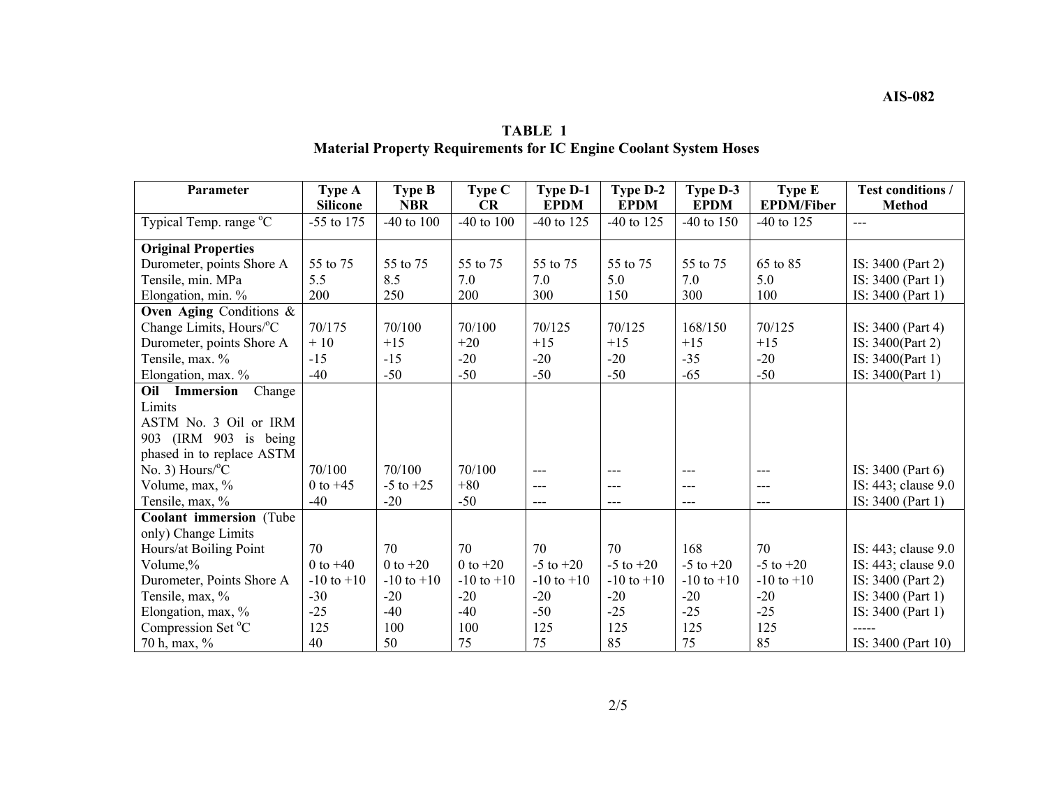**TABLE 1**
**Material Property Requirements for IC Engine Coolant System Hoses**

| Parameter | Type A Silicone | Type B NBR | Type C CR | Type D-1 EPDM | Type D-2 EPDM | Type D-3 EPDM | Type E EPDM/Fiber | Test conditions / Method |
|---|---|---|---|---|---|---|---|---|
| Typical Temp. range °C | -55 to 175 | -40 to 100 | -40 to 100 | -40 to 125 | -40 to 125 | -40 to 150 | -40 to 125 | --- |
| **Original Properties** | | | | | | | | |
| Durometer, points Shore A | 55 to 75 | 55 to 75 | 55 to 75 | 55 to 75 | 55 to 75 | 55 to 75 | 65 to 85 | IS: 3400 (Part 2) |
| Tensile, min. MPa | 5.5 | 8.5 | 7.0 | 7.0 | 5.0 | 7.0 | 5.0 | IS: 3400 (Part 1) |
| Elongation, min. % | 200 | 250 | 200 | 300 | 150 | 300 | 100 | IS: 3400 (Part 1) |
| **Oven Aging** Conditions & Change Limits, Hours/°C | 70/175 | 70/100 | 70/100 | 70/125 | 70/125 | 168/150 | 70/125 | IS: 3400 (Part 4) |
| Durometer, points Shore A | + 10 | +15 | +20 | +15 | +15 | +15 | +15 | IS: 3400(Part 2) |
| Tensile, max. % | -15 | -15 | -20 | -20 | -20 | -35 | -20 | IS: 3400(Part 1) |
| Elongation, max. % | -40 | -50 | -50 | -50 | -50 | -65 | -50 | IS: 3400(Part 1) |
| **Oil Immersion** Change Limits ASTM No. 3 Oil or IRM 903 (IRM 903 is being phased in to replace ASTM No. 3) Hours/°C | 70/100 | 70/100 | 70/100 | --- | --- | --- | --- | IS: 3400 (Part 6) |
| Volume, max, % | 0 to +45 | -5 to +25 | +80 | --- | --- | --- | --- | IS: 443; clause 9.0 |
| Tensile, max, % | -40 | -20 | -50 | --- | --- | --- | --- | IS: 3400 (Part 1) |
| **Coolant immersion** (Tube only) Change Limits Hours/at Boiling Point | 70 | 70 | 70 | 70 | 70 | 168 | 70 | IS: 443; clause 9.0 |
| Volume,% | 0 to +40 | 0 to +20 | 0 to +20 | -5 to +20 | -5 to +20 | -5 to +20 | -5 to +20 | IS: 443; clause 9.0 |
| Durometer, Points Shore A | -10 to +10 | -10 to +10 | -10 to +10 | -10 to +10 | -10 to +10 | -10 to +10 | -10 to +10 | IS: 3400 (Part 2) |
| Tensile, max, % | -30 | -20 | -20 | -20 | -20 | -20 | -20 | IS: 3400 (Part 1) |
| Elongation, max, % | -25 | -40 | -40 | -50 | -25 | -25 | -25 | IS: 3400 (Part 1) |
| Compression Set °C | 125 | 100 | 100 | 125 | 125 | 125 | 125 | ----- |
| 70 h, max, % | 40 | 50 | 75 | 75 | 85 | 75 | 85 | IS: 3400 (Part 10) |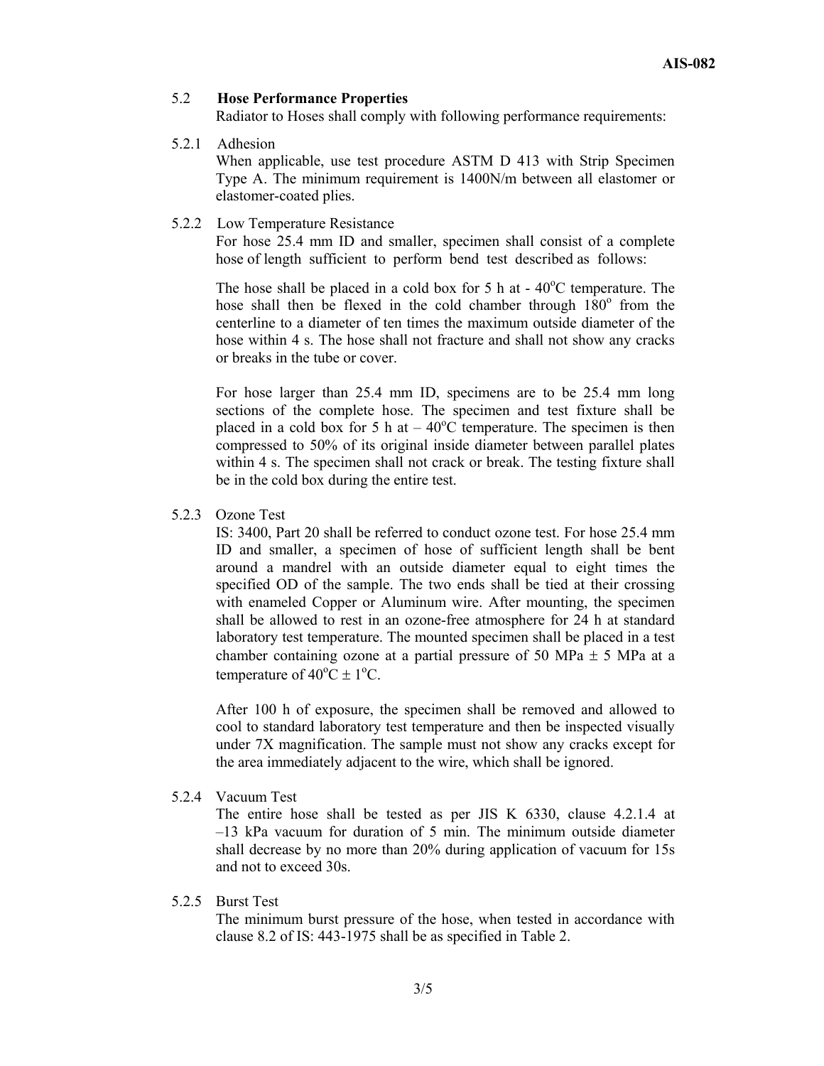### 5.2 **Hose Performance Properties**

Radiator to Hoses shall comply with following performance requirements:

#### 5.2.1 Adhesion

When applicable, use test procedure ASTM D 413 with Strip Specimen Type A. The minimum requirement is 1400N/m between all elastomer or elastomer-coated plies.

#### 5.2.2 Low Temperature Resistance

For hose 25.4 mm ID and smaller, specimen shall consist of a complete hose of length sufficient to perform bend test described as follows:

The hose shall be placed in a cold box for 5 h at - 40$^{o}$C temperature. The hose shall then be flexed in the cold chamber through 180$^{o}$ from the centerline to a diameter of ten times the maximum outside diameter of the hose within 4 s. The hose shall not fracture and shall not show any cracks or breaks in the tube or cover.

For hose larger than 25.4 mm ID, specimens are to be 25.4 mm long sections of the complete hose. The specimen and test fixture shall be placed in a cold box for 5 h at – 40$^{o}$C temperature. The specimen is then compressed to 50% of its original inside diameter between parallel plates within 4 s. The specimen shall not crack or break. The testing fixture shall be in the cold box during the entire test.

#### 5.2.3 Ozone Test

IS: 3400, Part 20 shall be referred to conduct ozone test. For hose 25.4 mm ID and smaller, a specimen of hose of sufficient length shall be bent around a mandrel with an outside diameter equal to eight times the specified OD of the sample. The two ends shall be tied at their crossing with enameled Copper or Aluminum wire. After mounting, the specimen shall be allowed to rest in an ozone-free atmosphere for 24 h at standard laboratory test temperature. The mounted specimen shall be placed in a test chamber containing ozone at a partial pressure of 50 MPa ± 5 MPa at a temperature of 40$^{o}$C ± 1$^{o}$C.

After 100 h of exposure, the specimen shall be removed and allowed to cool to standard laboratory test temperature and then be inspected visually under 7X magnification. The sample must not show any cracks except for the area immediately adjacent to the wire, which shall be ignored.

#### 5.2.4 Vacuum Test

The entire hose shall be tested as per JIS K 6330, clause 4.2.1.4 at –13 kPa vacuum for duration of 5 min. The minimum outside diameter shall decrease by no more than 20% during application of vacuum for 15s and not to exceed 30s.

#### 5.2.5 Burst Test

The minimum burst pressure of the hose, when tested in accordance with clause 8.2 of IS: 443-1975 shall be as specified in Table 2.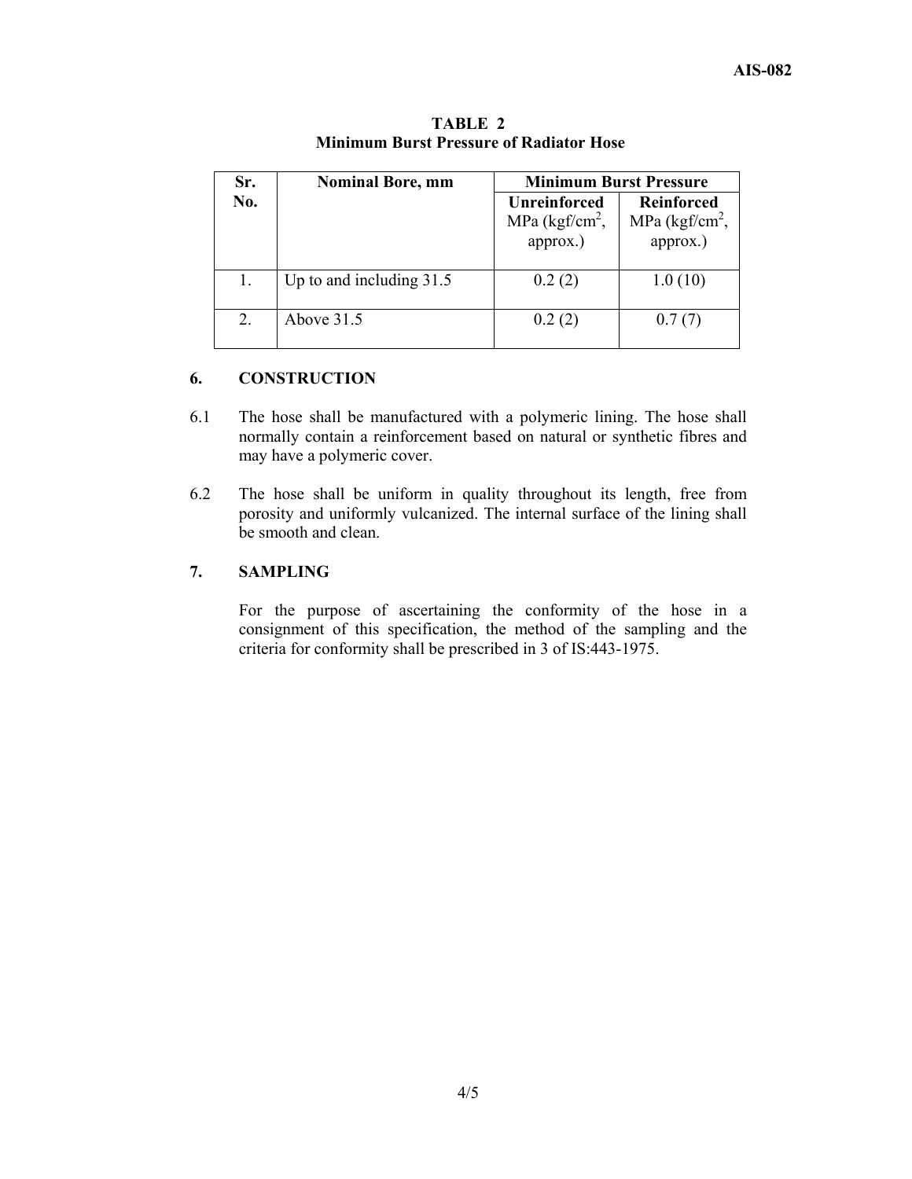**TABLE 2**
**Minimum Burst Pressure of Radiator Hose**

| Sr. No. | Nominal Bore, mm | Minimum Burst Pressure | |
|---|---|---|---|
| | | **Unreinforced** MPa (kgf/cm$^2$, approx.) | **Reinforced** MPa (kgf/cm$^2$, approx.) |
| 1. | Up to and including 31.5 | 0.2 (2) | 1.0 (10) |
| 2. | Above 31.5 | 0.2 (2) | 0.7 (7) |

## 6. CONSTRUCTION

6.1 The hose shall be manufactured with a polymeric lining. The hose shall normally contain a reinforcement based on natural or synthetic fibres and may have a polymeric cover.

6.2 The hose shall be uniform in quality throughout its length, free from porosity and uniformly vulcanized. The internal surface of the lining shall be smooth and clean.

## 7. SAMPLING

For the purpose of ascertaining the conformity of the hose in a consignment of this specification, the method of the sampling and the criteria for conformity shall be prescribed in 3 of IS:443-1975.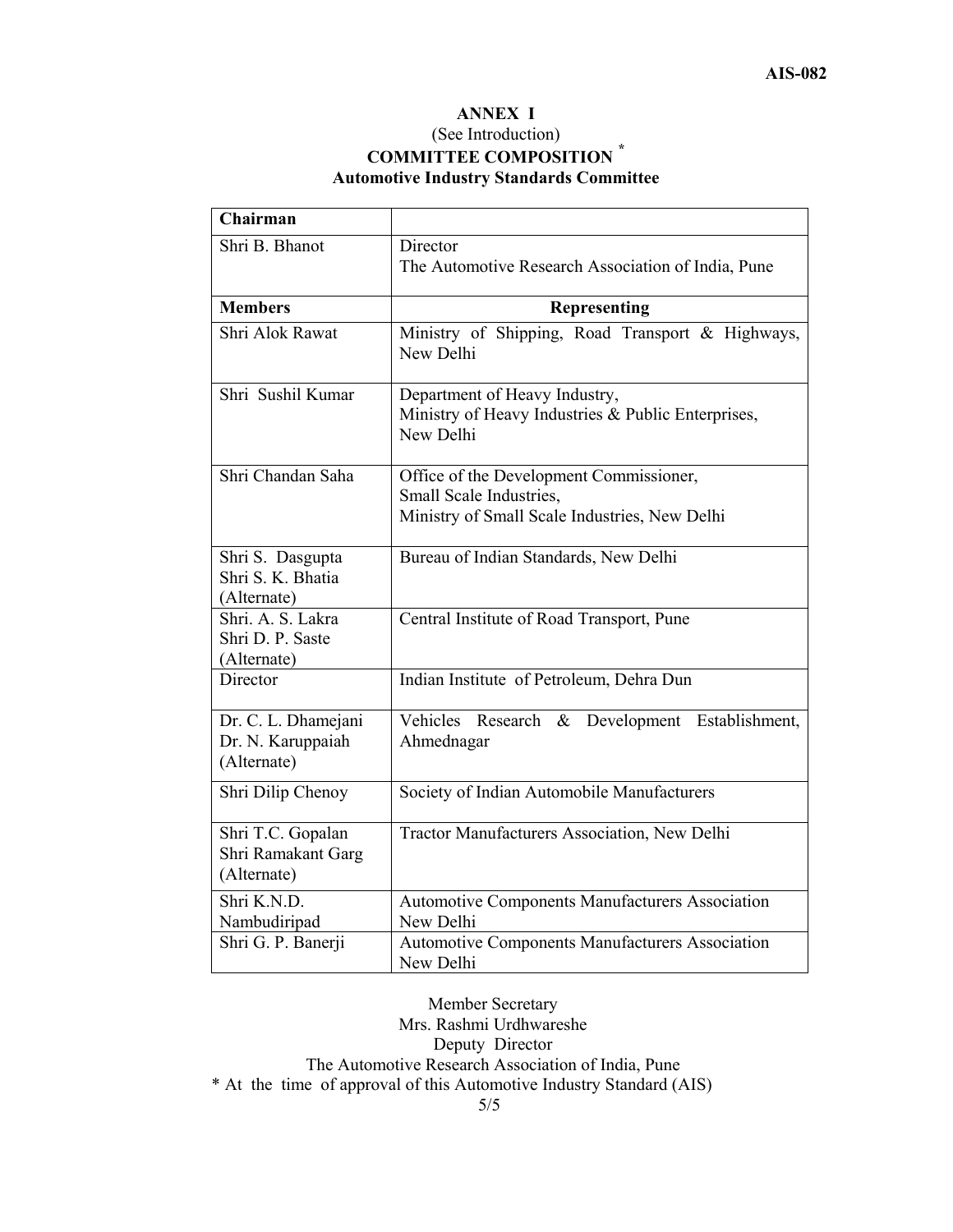## ANNEX I

(See Introduction)

**COMMITTEE COMPOSITION \***

**Automotive Industry Standards Committee**

| **Chairman** | |
|---|---|
| Shri B. Bhanot | Director<br>The Automotive Research Association of India, Pune |
| **Members** | **Representing** |
| Shri Alok Rawat | Ministry of Shipping, Road Transport & Highways, New Delhi |
| Shri Sushil Kumar | Department of Heavy Industry,<br>Ministry of Heavy Industries & Public Enterprises,<br>New Delhi |
| Shri Chandan Saha | Office of the Development Commissioner,<br>Small Scale Industries,<br>Ministry of Small Scale Industries, New Delhi |
| Shri S. Dasgupta<br>Shri S. K. Bhatia<br>(Alternate) | Bureau of Indian Standards, New Delhi |
| Shri. A. S. Lakra<br>Shri D. P. Saste<br>(Alternate) | Central Institute of Road Transport, Pune |
| Director | Indian Institute of Petroleum, Dehra Dun |
| Dr. C. L. Dhamejani<br>Dr. N. Karuppaiah<br>(Alternate) | Vehicles Research & Development Establishment, Ahmednagar |
| Shri Dilip Chenoy | Society of Indian Automobile Manufacturers |
| Shri T.C. Gopalan<br>Shri Ramakant Garg<br>(Alternate) | Tractor Manufacturers Association, New Delhi |
| Shri K.N.D. Nambudiripad | Automotive Components Manufacturers Association<br>New Delhi |
| Shri G. P. Banerji | Automotive Components Manufacturers Association<br>New Delhi |

Member Secretary
Mrs. Rashmi Urdhwareshe
Deputy Director
The Automotive Research Association of India, Pune

\* At the time of approval of this Automotive Industry Standard (AIS)